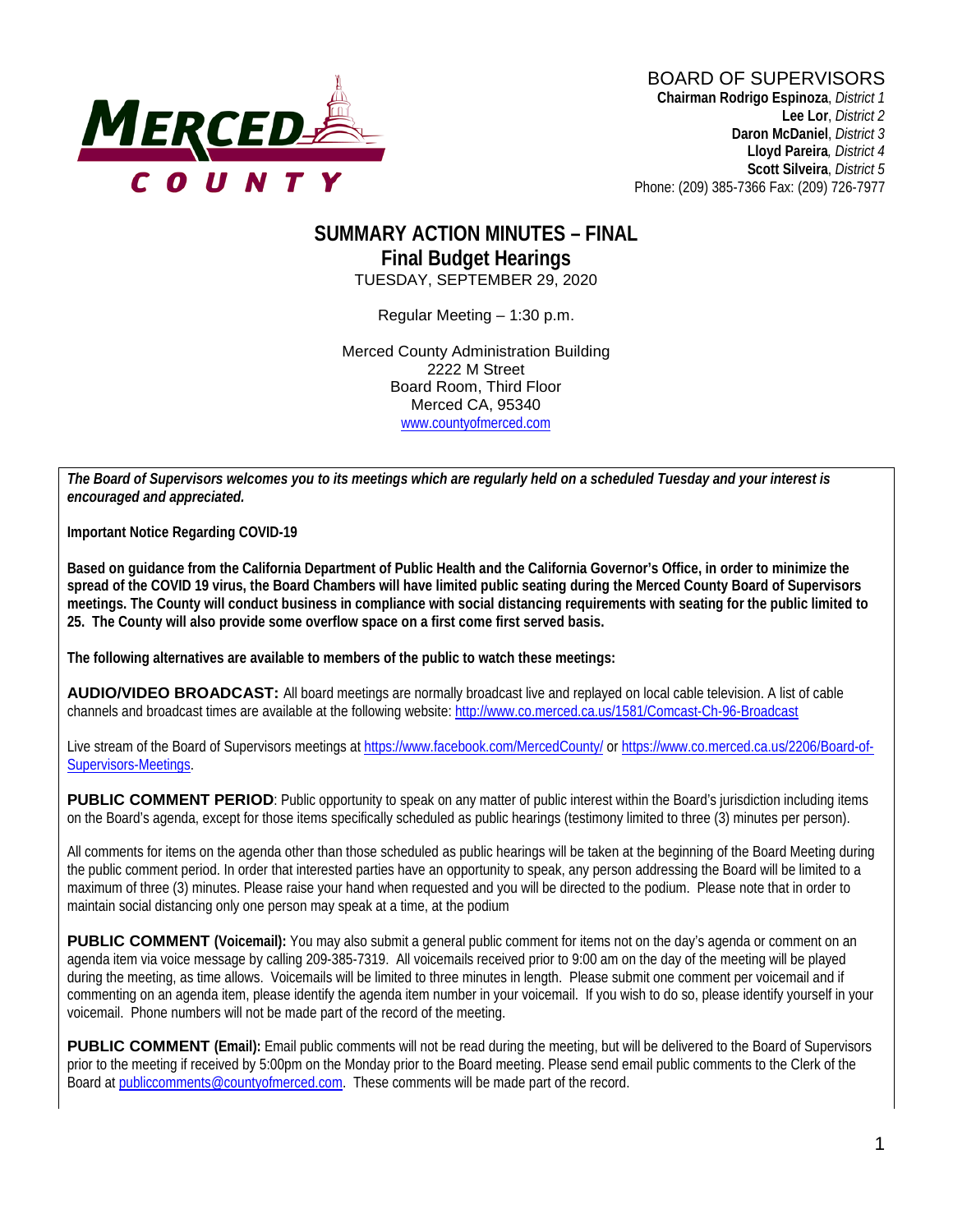MERCED COUNTY

BOARD OF SUPERVISORS
**Chairman Rodrigo Espinoza**, *District 1*
**Lee Lor**, *District 2*
**Daron McDaniel**, *District 3*
**Lloyd Pareira**, *District 4*
**Scott Silveira**, *District 5*
Phone: (209) 385-7366 Fax: (209) 726-7977

# SUMMARY ACTION MINUTES – FINAL

## Final Budget Hearings

TUESDAY, SEPTEMBER 29, 2020

Regular Meeting – 1:30 p.m.

Merced County Administration Building
2222 M Street
Board Room, Third Floor
Merced CA, 95340
www.countyofmerced.com

***The Board of Supervisors welcomes you to its meetings which are regularly held on a scheduled Tuesday and your interest is encouraged and appreciated.***

**Important Notice Regarding COVID-19**

**Based on guidance from the California Department of Public Health and the California Governor's Office, in order to minimize the spread of the COVID 19 virus, the Board Chambers will have limited public seating during the Merced County Board of Supervisors meetings. The County will conduct business in compliance with social distancing requirements with seating for the public limited to 25. The County will also provide some overflow space on a first come first served basis.**

**The following alternatives are available to members of the public to watch these meetings:**

**AUDIO/VIDEO BROADCAST:** All board meetings are normally broadcast live and replayed on local cable television. A list of cable channels and broadcast times are available at the following website: http://www.co.merced.ca.us/1581/Comcast-Ch-96-Broadcast

Live stream of the Board of Supervisors meetings at https://www.facebook.com/MercedCounty/ or https://www.co.merced.ca.us/2206/Board-of-Supervisors-Meetings.

**PUBLIC COMMENT PERIOD**: Public opportunity to speak on any matter of public interest within the Board's jurisdiction including items on the Board's agenda, except for those items specifically scheduled as public hearings (testimony limited to three (3) minutes per person).

All comments for items on the agenda other than those scheduled as public hearings will be taken at the beginning of the Board Meeting during the public comment period. In order that interested parties have an opportunity to speak, any person addressing the Board will be limited to a maximum of three (3) minutes. Please raise your hand when requested and you will be directed to the podium. Please note that in order to maintain social distancing only one person may speak at a time, at the podium

**PUBLIC COMMENT (Voicemail):** You may also submit a general public comment for items not on the day's agenda or comment on an agenda item via voice message by calling 209-385-7319. All voicemails received prior to 9:00 am on the day of the meeting will be played during the meeting, as time allows. Voicemails will be limited to three minutes in length. Please submit one comment per voicemail and if commenting on an agenda item, please identify the agenda item number in your voicemail. If you wish to do so, please identify yourself in your voicemail. Phone numbers will not be made part of the record of the meeting.

**PUBLIC COMMENT (Email):** Email public comments will not be read during the meeting, but will be delivered to the Board of Supervisors prior to the meeting if received by 5:00pm on the Monday prior to the Board meeting. Please send email public comments to the Clerk of the Board at publiccomments@countyofmerced.com. These comments will be made part of the record.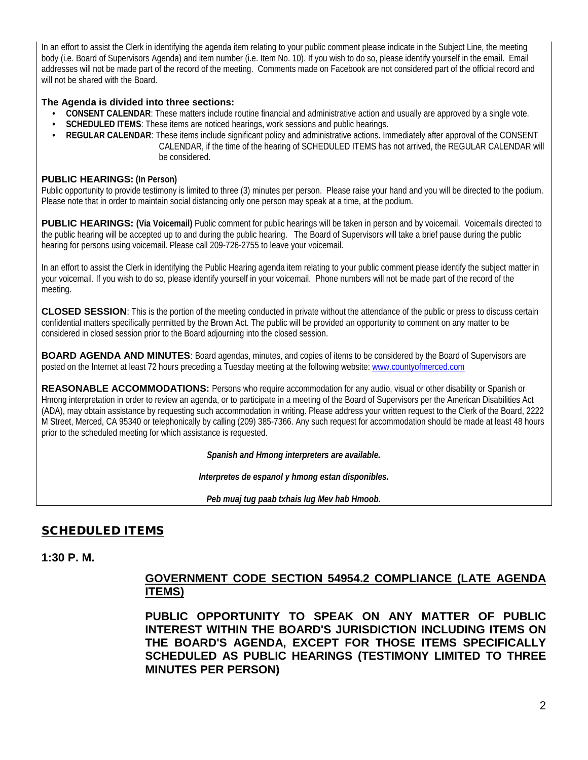In an effort to assist the Clerk in identifying the agenda item relating to your public comment please indicate in the Subject Line, the meeting body (i.e. Board of Supervisors Agenda) and item number (i.e. Item No. 10). If you wish to do so, please identify yourself in the email. Email addresses will not be made part of the record of the meeting. Comments made on Facebook are not considered part of the official record and will not be shared with the Board.

**The Agenda is divided into three sections:**

- **CONSENT CALENDAR**: These matters include routine financial and administrative action and usually are approved by a single vote.
- **SCHEDULED ITEMS**: These items are noticed hearings, work sessions and public hearings.
- **REGULAR CALENDAR**: These items include significant policy and administrative actions. Immediately after approval of the CONSENT CALENDAR, if the time of the hearing of SCHEDULED ITEMS has not arrived, the REGULAR CALENDAR will be considered.

**PUBLIC HEARINGS: (In Person)**
Public opportunity to provide testimony is limited to three (3) minutes per person. Please raise your hand and you will be directed to the podium. Please note that in order to maintain social distancing only one person may speak at a time, at the podium.

**PUBLIC HEARINGS: (Via Voicemail)** Public comment for public hearings will be taken in person and by voicemail. Voicemails directed to the public hearing will be accepted up to and during the public hearing. The Board of Supervisors will take a brief pause during the public hearing for persons using voicemail. Please call 209-726-2755 to leave your voicemail.

In an effort to assist the Clerk in identifying the Public Hearing agenda item relating to your public comment please identify the subject matter in your voicemail. If you wish to do so, please identify yourself in your voicemail. Phone numbers will not be made part of the record of the meeting.

**CLOSED SESSION**: This is the portion of the meeting conducted in private without the attendance of the public or press to discuss certain confidential matters specifically permitted by the Brown Act. The public will be provided an opportunity to comment on any matter to be considered in closed session prior to the Board adjourning into the closed session.

**BOARD AGENDA AND MINUTES**: Board agendas, minutes, and copies of items to be considered by the Board of Supervisors are posted on the Internet at least 72 hours preceding a Tuesday meeting at the following website: [www.countyofmerced.com](http://www.countyofmerced.com)

**REASONABLE ACCOMMODATIONS:** Persons who require accommodation for any audio, visual or other disability or Spanish or Hmong interpretation in order to review an agenda, or to participate in a meeting of the Board of Supervisors per the American Disabilities Act (ADA), may obtain assistance by requesting such accommodation in writing. Please address your written request to the Clerk of the Board, 2222 M Street, Merced, CA 95340 or telephonically by calling (209) 385-7366. Any such request for accommodation should be made at least 48 hours prior to the scheduled meeting for which assistance is requested.

***Spanish and Hmong interpreters are available.***

***Interpretes de espanol y hmong estan disponibles.***

***Peb muaj tug paab txhais lug Mev hab Hmoob.***

## SCHEDULED ITEMS

### 1:30 P. M.

**GOVERNMENT CODE SECTION 54954.2 COMPLIANCE (LATE AGENDA ITEMS)**

**PUBLIC OPPORTUNITY TO SPEAK ON ANY MATTER OF PUBLIC INTEREST WITHIN THE BOARD'S JURISDICTION INCLUDING ITEMS ON THE BOARD'S AGENDA, EXCEPT FOR THOSE ITEMS SPECIFICALLY SCHEDULED AS PUBLIC HEARINGS (TESTIMONY LIMITED TO THREE MINUTES PER PERSON)**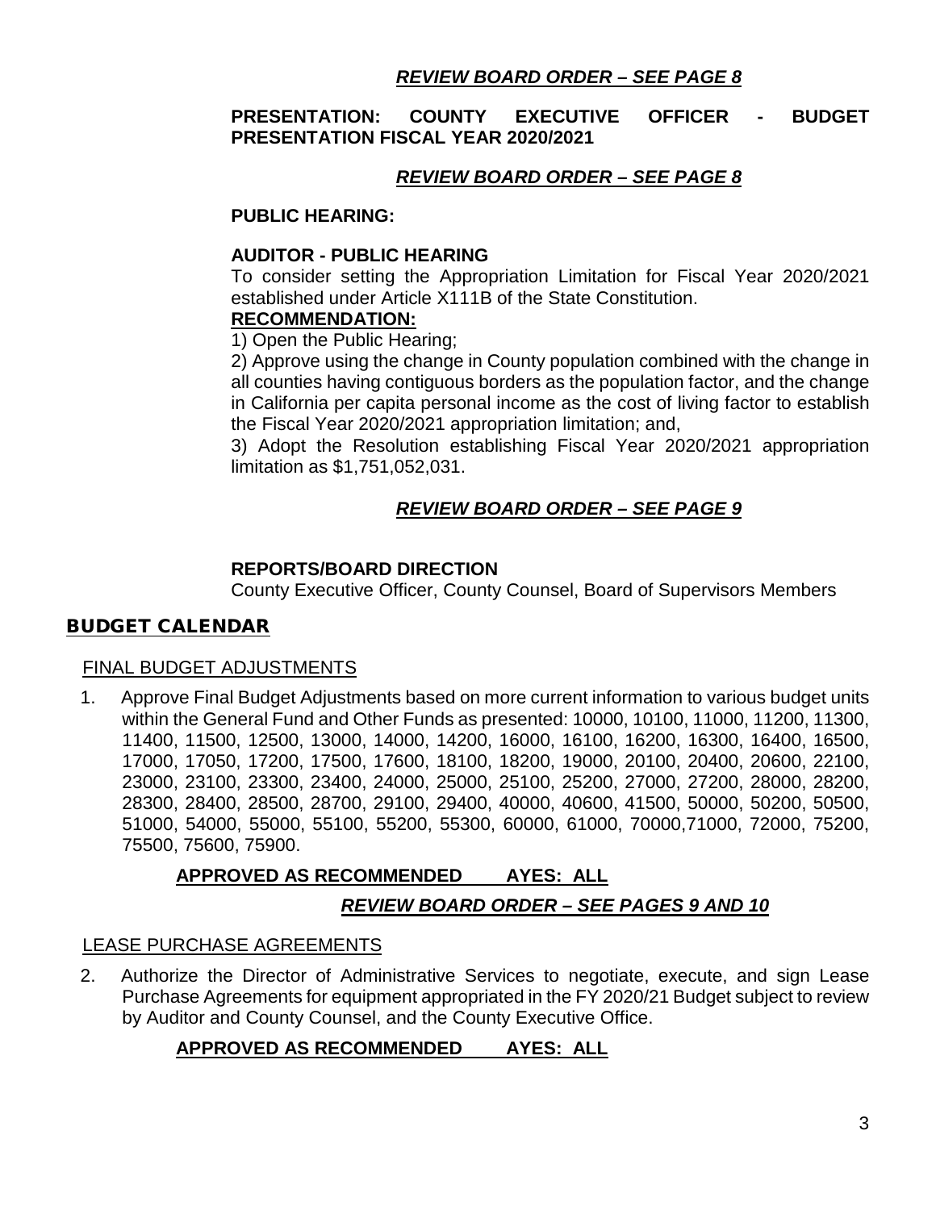***REVIEW BOARD ORDER – SEE PAGE 8***

**PRESENTATION: COUNTY EXECUTIVE OFFICER - BUDGET PRESENTATION FISCAL YEAR 2020/2021**

***REVIEW BOARD ORDER – SEE PAGE 8***

**PUBLIC HEARING:**

**AUDITOR - PUBLIC HEARING**

To consider setting the Appropriation Limitation for Fiscal Year 2020/2021 established under Article X111B of the State Constitution.

**RECOMMENDATION:**

1) Open the Public Hearing;

2) Approve using the change in County population combined with the change in all counties having contiguous borders as the population factor, and the change in California per capita personal income as the cost of living factor to establish the Fiscal Year 2020/2021 appropriation limitation; and,

3) Adopt the Resolution establishing Fiscal Year 2020/2021 appropriation limitation as $1,751,052,031.

***REVIEW BOARD ORDER – SEE PAGE 9***

**REPORTS/BOARD DIRECTION**

County Executive Officer, County Counsel, Board of Supervisors Members

## BUDGET CALENDAR

FINAL BUDGET ADJUSTMENTS

1. Approve Final Budget Adjustments based on more current information to various budget units within the General Fund and Other Funds as presented: 10000, 10100, 11000, 11200, 11300, 11400, 11500, 12500, 13000, 14000, 14200, 16000, 16100, 16200, 16300, 16400, 16500, 17000, 17050, 17200, 17500, 17600, 18100, 18200, 19000, 20100, 20400, 20600, 22100, 23000, 23100, 23300, 23400, 24000, 25000, 25100, 25200, 27000, 27200, 28000, 28200, 28300, 28400, 28500, 28700, 29100, 29400, 40000, 40600, 41500, 50000, 50200, 50500, 51000, 54000, 55000, 55100, 55200, 55300, 60000, 61000, 70000,71000, 72000, 75200, 75500, 75600, 75900.

   **APPROVED AS RECOMMENDED AYES: ALL**

   ***REVIEW BOARD ORDER – SEE PAGES 9 AND 10***

LEASE PURCHASE AGREEMENTS

2. Authorize the Director of Administrative Services to negotiate, execute, and sign Lease Purchase Agreements for equipment appropriated in the FY 2020/21 Budget subject to review by Auditor and County Counsel, and the County Executive Office.

   **APPROVED AS RECOMMENDED AYES: ALL**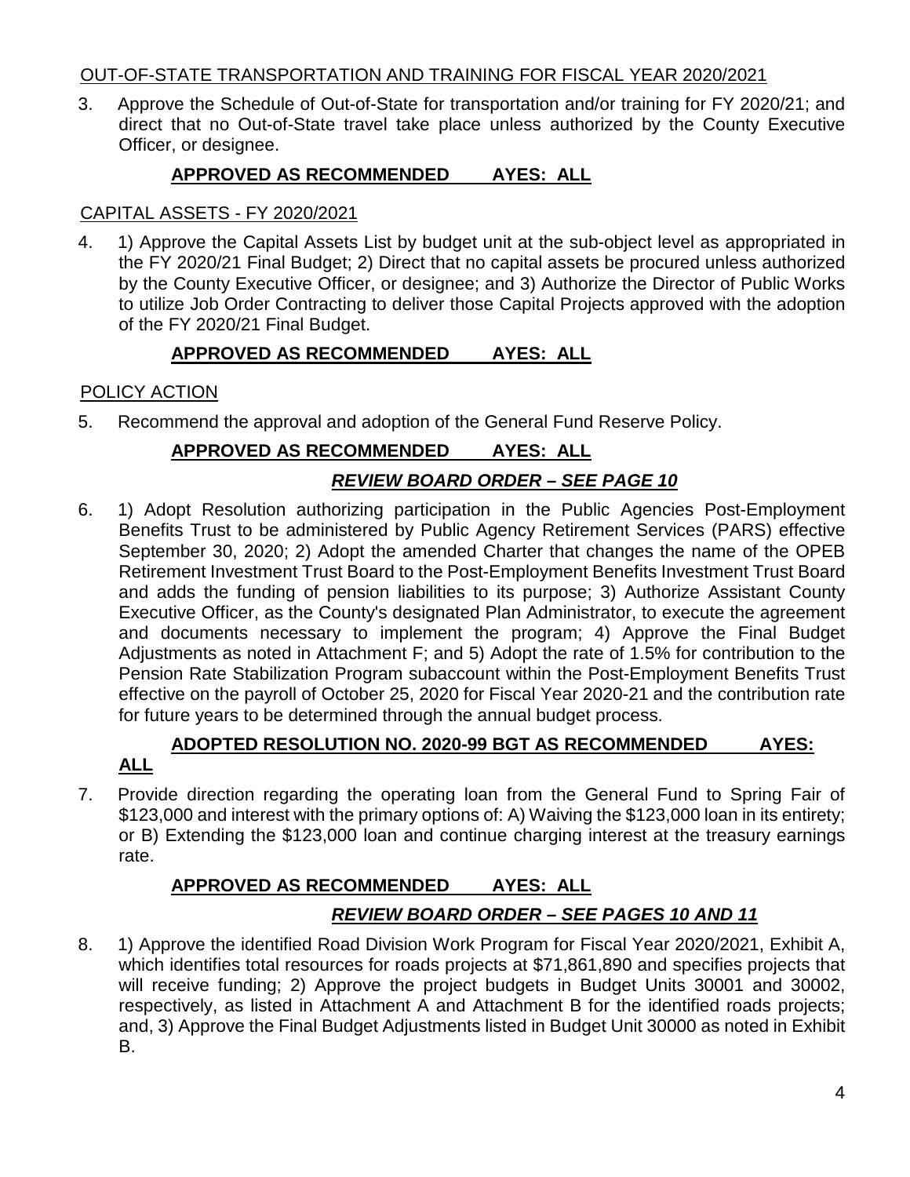OUT-OF-STATE TRANSPORTATION AND TRAINING FOR FISCAL YEAR 2020/2021

3. Approve the Schedule of Out-of-State for transportation and/or training for FY 2020/21; and direct that no Out-of-State travel take place unless authorized by the County Executive Officer, or designee.

**APPROVED AS RECOMMENDED AYES: ALL**

CAPITAL ASSETS - FY 2020/2021

4. 1) Approve the Capital Assets List by budget unit at the sub-object level as appropriated in the FY 2020/21 Final Budget; 2) Direct that no capital assets be procured unless authorized by the County Executive Officer, or designee; and 3) Authorize the Director of Public Works to utilize Job Order Contracting to deliver those Capital Projects approved with the adoption of the FY 2020/21 Final Budget.

**APPROVED AS RECOMMENDED AYES: ALL**

POLICY ACTION

5. Recommend the approval and adoption of the General Fund Reserve Policy.

**APPROVED AS RECOMMENDED AYES: ALL**

***REVIEW BOARD ORDER – SEE PAGE 10***

6. 1) Adopt Resolution authorizing participation in the Public Agencies Post-Employment Benefits Trust to be administered by Public Agency Retirement Services (PARS) effective September 30, 2020; 2) Adopt the amended Charter that changes the name of the OPEB Retirement Investment Trust Board to the Post-Employment Benefits Investment Trust Board and adds the funding of pension liabilities to its purpose; 3) Authorize Assistant County Executive Officer, as the County's designated Plan Administrator, to execute the agreement and documents necessary to implement the program; 4) Approve the Final Budget Adjustments as noted in Attachment F; and 5) Adopt the rate of 1.5% for contribution to the Pension Rate Stabilization Program subaccount within the Post-Employment Benefits Trust effective on the payroll of October 25, 2020 for Fiscal Year 2020-21 and the contribution rate for future years to be determined through the annual budget process.

**ADOPTED RESOLUTION NO. 2020-99 BGT AS RECOMMENDED AYES: ALL**

7. Provide direction regarding the operating loan from the General Fund to Spring Fair of $123,000 and interest with the primary options of: A) Waiving the $123,000 loan in its entirety; or B) Extending the $123,000 loan and continue charging interest at the treasury earnings rate.

**APPROVED AS RECOMMENDED AYES: ALL**

***REVIEW BOARD ORDER – SEE PAGES 10 AND 11***

8. 1) Approve the identified Road Division Work Program for Fiscal Year 2020/2021, Exhibit A, which identifies total resources for roads projects at $71,861,890 and specifies projects that will receive funding; 2) Approve the project budgets in Budget Units 30001 and 30002, respectively, as listed in Attachment A and Attachment B for the identified roads projects; and, 3) Approve the Final Budget Adjustments listed in Budget Unit 30000 as noted in Exhibit B.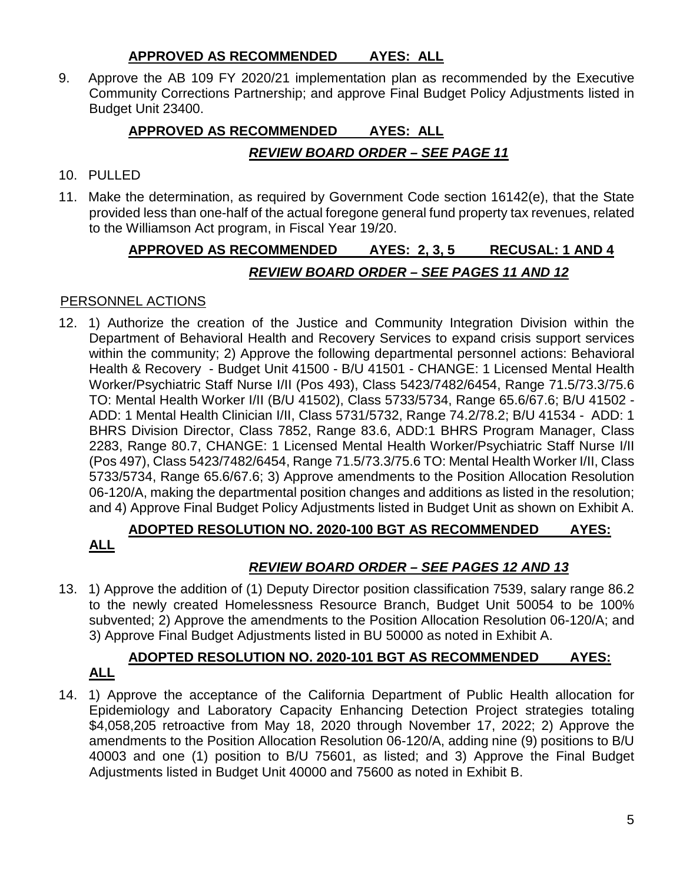**APPROVED AS RECOMMENDED AYES: ALL**

9. Approve the AB 109 FY 2020/21 implementation plan as recommended by the Executive Community Corrections Partnership; and approve Final Budget Policy Adjustments listed in Budget Unit 23400.

   **APPROVED AS RECOMMENDED AYES: ALL**

   ***REVIEW BOARD ORDER – SEE PAGE 11***

10. PULLED

11. Make the determination, as required by Government Code section 16142(e), that the State provided less than one-half of the actual foregone general fund property tax revenues, related to the Williamson Act program, in Fiscal Year 19/20.

    **APPROVED AS RECOMMENDED AYES: 2, 3, 5 RECUSAL: 1 AND 4**

    ***REVIEW BOARD ORDER – SEE PAGES 11 AND 12***

PERSONNEL ACTIONS

12. 1) Authorize the creation of the Justice and Community Integration Division within the Department of Behavioral Health and Recovery Services to expand crisis support services within the community; 2) Approve the following departmental personnel actions: Behavioral Health & Recovery - Budget Unit 41500 - B/U 41501 - CHANGE: 1 Licensed Mental Health Worker/Psychiatric Staff Nurse I/II (Pos 493), Class 5423/7482/6454, Range 71.5/73.3/75.6 TO: Mental Health Worker I/II (B/U 41502), Class 5733/5734, Range 65.6/67.6; B/U 41502 - ADD: 1 Mental Health Clinician I/II, Class 5731/5732, Range 74.2/78.2; B/U 41534 - ADD: 1 BHRS Division Director, Class 7852, Range 83.6, ADD:1 BHRS Program Manager, Class 2283, Range 80.7, CHANGE: 1 Licensed Mental Health Worker/Psychiatric Staff Nurse I/II (Pos 497), Class 5423/7482/6454, Range 71.5/73.3/75.6 TO: Mental Health Worker I/II, Class 5733/5734, Range 65.6/67.6; 3) Approve amendments to the Position Allocation Resolution 06-120/A, making the departmental position changes and additions as listed in the resolution; and 4) Approve Final Budget Policy Adjustments listed in Budget Unit as shown on Exhibit A.

    **ADOPTED RESOLUTION NO. 2020-100 BGT AS RECOMMENDED AYES: ALL**

    ***REVIEW BOARD ORDER – SEE PAGES 12 AND 13***

13. 1) Approve the addition of (1) Deputy Director position classification 7539, salary range 86.2 to the newly created Homelessness Resource Branch, Budget Unit 50054 to be 100% subvented; 2) Approve the amendments to the Position Allocation Resolution 06-120/A; and 3) Approve Final Budget Adjustments listed in BU 50000 as noted in Exhibit A.

    **ADOPTED RESOLUTION NO. 2020-101 BGT AS RECOMMENDED AYES: ALL**

14. 1) Approve the acceptance of the California Department of Public Health allocation for Epidemiology and Laboratory Capacity Enhancing Detection Project strategies totaling $4,058,205 retroactive from May 18, 2020 through November 17, 2022; 2) Approve the amendments to the Position Allocation Resolution 06-120/A, adding nine (9) positions to B/U 40003 and one (1) position to B/U 75601, as listed; and 3) Approve the Final Budget Adjustments listed in Budget Unit 40000 and 75600 as noted in Exhibit B.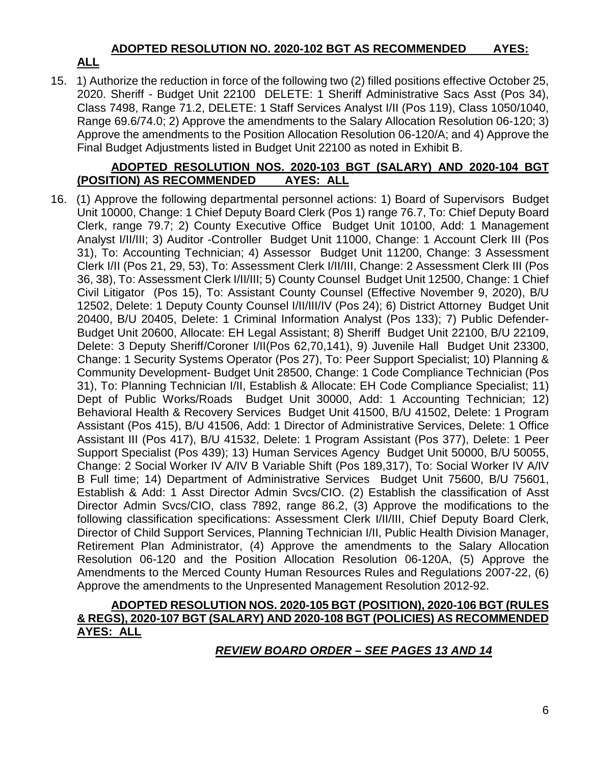**ADOPTED RESOLUTION NO. 2020-102 BGT AS RECOMMENDED AYES: ALL**

15. 1) Authorize the reduction in force of the following two (2) filled positions effective October 25, 2020. Sheriff - Budget Unit 22100 DELETE: 1 Sheriff Administrative Sacs Asst (Pos 34), Class 7498, Range 71.2, DELETE: 1 Staff Services Analyst I/II (Pos 119), Class 1050/1040, Range 69.6/74.0; 2) Approve the amendments to the Salary Allocation Resolution 06-120; 3) Approve the amendments to the Position Allocation Resolution 06-120/A; and 4) Approve the Final Budget Adjustments listed in Budget Unit 22100 as noted in Exhibit B.

    **ADOPTED RESOLUTION NOS. 2020-103 BGT (SALARY) AND 2020-104 BGT (POSITION) AS RECOMMENDED AYES: ALL**

16. (1) Approve the following departmental personnel actions: 1) Board of Supervisors Budget Unit 10000, Change: 1 Chief Deputy Board Clerk (Pos 1) range 76.7, To: Chief Deputy Board Clerk, range 79.7; 2) County Executive Office Budget Unit 10100, Add: 1 Management Analyst I/II/III; 3) Auditor -Controller Budget Unit 11000, Change: 1 Account Clerk III (Pos 31), To: Accounting Technician; 4) Assessor Budget Unit 11200, Change: 3 Assessment Clerk I/II (Pos 21, 29, 53), To: Assessment Clerk I/II/III, Change: 2 Assessment Clerk III (Pos 36, 38), To: Assessment Clerk I/II/III; 5) County Counsel Budget Unit 12500, Change: 1 Chief Civil Litigator (Pos 15), To: Assistant County Counsel (Effective November 9, 2020), B/U 12502, Delete: 1 Deputy County Counsel I/II/III/IV (Pos 24); 6) District Attorney Budget Unit 20400, B/U 20405, Delete: 1 Criminal Information Analyst (Pos 133); 7) Public Defender-Budget Unit 20600, Allocate: EH Legal Assistant; 8) Sheriff Budget Unit 22100, B/U 22109, Delete: 3 Deputy Sheriff/Coroner I/II(Pos 62,70,141), 9) Juvenile Hall Budget Unit 23300, Change: 1 Security Systems Operator (Pos 27), To: Peer Support Specialist; 10) Planning & Community Development- Budget Unit 28500, Change: 1 Code Compliance Technician (Pos 31), To: Planning Technician I/II, Establish & Allocate: EH Code Compliance Specialist; 11) Dept of Public Works/Roads Budget Unit 30000, Add: 1 Accounting Technician; 12) Behavioral Health & Recovery Services Budget Unit 41500, B/U 41502, Delete: 1 Program Assistant (Pos 415), B/U 41506, Add: 1 Director of Administrative Services, Delete: 1 Office Assistant III (Pos 417), B/U 41532, Delete: 1 Program Assistant (Pos 377), Delete: 1 Peer Support Specialist (Pos 439); 13) Human Services Agency Budget Unit 50000, B/U 50055, Change: 2 Social Worker IV A/IV B Variable Shift (Pos 189,317), To: Social Worker IV A/IV B Full time; 14) Department of Administrative Services Budget Unit 75600, B/U 75601, Establish & Add: 1 Asst Director Admin Svcs/CIO. (2) Establish the classification of Asst Director Admin Svcs/CIO, class 7892, range 86.2, (3) Approve the modifications to the following classification specifications: Assessment Clerk I/II/III, Chief Deputy Board Clerk, Director of Child Support Services, Planning Technician I/II, Public Health Division Manager, Retirement Plan Administrator, (4) Approve the amendments to the Salary Allocation Resolution 06-120 and the Position Allocation Resolution 06-120A, (5) Approve the Amendments to the Merced County Human Resources Rules and Regulations 2007-22, (6) Approve the amendments to the Unpresented Management Resolution 2012-92.

    **ADOPTED RESOLUTION NOS. 2020-105 BGT (POSITION), 2020-106 BGT (RULES & REGS), 2020-107 BGT (SALARY) AND 2020-108 BGT (POLICIES) AS RECOMMENDED AYES: ALL**

    ***REVIEW BOARD ORDER – SEE PAGES 13 AND 14***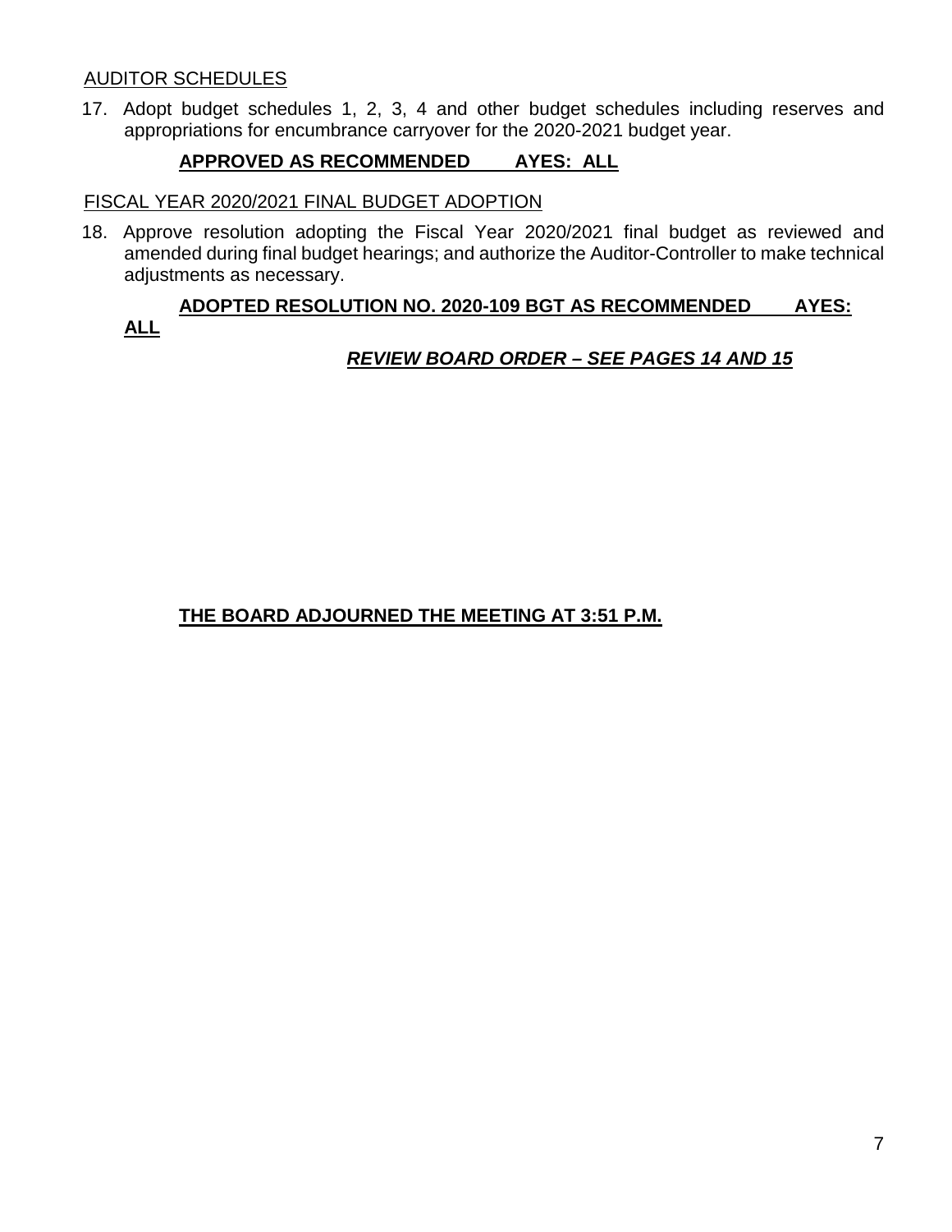AUDITOR SCHEDULES

17. Adopt budget schedules 1, 2, 3, 4 and other budget schedules including reserves and appropriations for encumbrance carryover for the 2020-2021 budget year.

**APPROVED AS RECOMMENDED AYES: ALL**

FISCAL YEAR 2020/2021 FINAL BUDGET ADOPTION

18. Approve resolution adopting the Fiscal Year 2020/2021 final budget as reviewed and amended during final budget hearings; and authorize the Auditor-Controller to make technical adjustments as necessary.

**ADOPTED RESOLUTION NO. 2020-109 BGT AS RECOMMENDED AYES: ALL**

***REVIEW BOARD ORDER – SEE PAGES 14 AND 15***

**THE BOARD ADJOURNED THE MEETING AT 3:51 P.M.**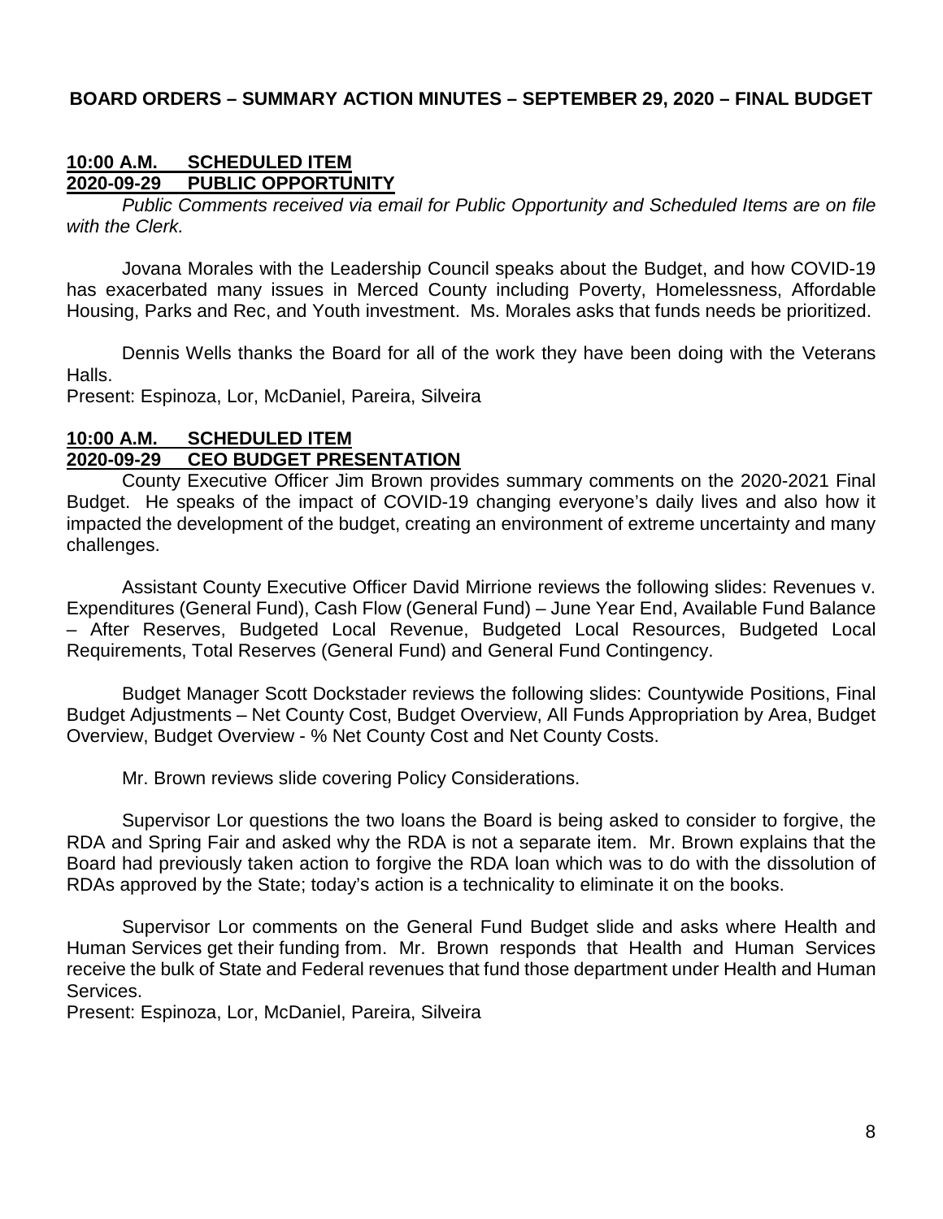**BOARD ORDERS – SUMMARY ACTION MINUTES – SEPTEMBER 29, 2020 – FINAL BUDGET**

**10:00 A.M. SCHEDULED ITEM**
**2020-09-29 PUBLIC OPPORTUNITY**

*Public Comments received via email for Public Opportunity and Scheduled Items are on file with the Clerk.*

Jovana Morales with the Leadership Council speaks about the Budget, and how COVID-19 has exacerbated many issues in Merced County including Poverty, Homelessness, Affordable Housing, Parks and Rec, and Youth investment. Ms. Morales asks that funds needs be prioritized.

Dennis Wells thanks the Board for all of the work they have been doing with the Veterans Halls.

Present: Espinoza, Lor, McDaniel, Pareira, Silveira

**10:00 A.M. SCHEDULED ITEM**
**2020-09-29 CEO BUDGET PRESENTATION**

County Executive Officer Jim Brown provides summary comments on the 2020-2021 Final Budget. He speaks of the impact of COVID-19 changing everyone's daily lives and also how it impacted the development of the budget, creating an environment of extreme uncertainty and many challenges.

Assistant County Executive Officer David Mirrione reviews the following slides: Revenues v. Expenditures (General Fund), Cash Flow (General Fund) – June Year End, Available Fund Balance – After Reserves, Budgeted Local Revenue, Budgeted Local Resources, Budgeted Local Requirements, Total Reserves (General Fund) and General Fund Contingency.

Budget Manager Scott Dockstader reviews the following slides: Countywide Positions, Final Budget Adjustments – Net County Cost, Budget Overview, All Funds Appropriation by Area, Budget Overview, Budget Overview - % Net County Cost and Net County Costs.

Mr. Brown reviews slide covering Policy Considerations.

Supervisor Lor questions the two loans the Board is being asked to consider to forgive, the RDA and Spring Fair and asked why the RDA is not a separate item. Mr. Brown explains that the Board had previously taken action to forgive the RDA loan which was to do with the dissolution of RDAs approved by the State; today's action is a technicality to eliminate it on the books.

Supervisor Lor comments on the General Fund Budget slide and asks where Health and Human Services get their funding from. Mr. Brown responds that Health and Human Services receive the bulk of State and Federal revenues that fund those department under Health and Human Services.

Present: Espinoza, Lor, McDaniel, Pareira, Silveira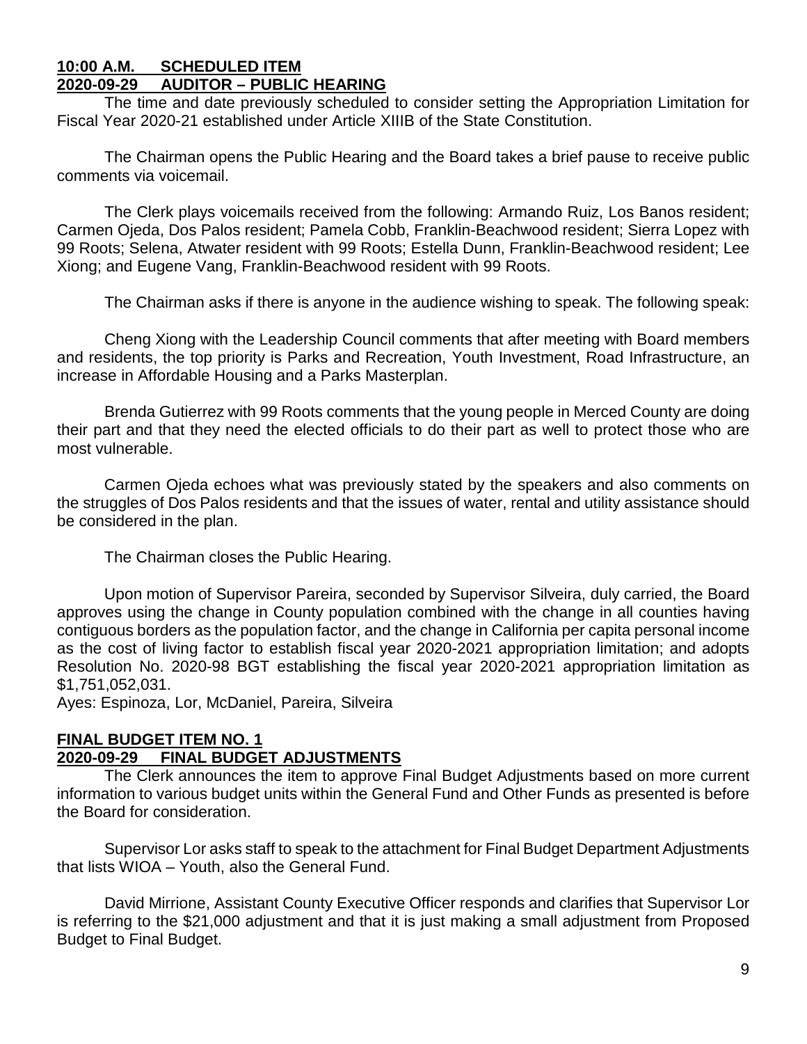**10:00 A.M. SCHEDULED ITEM**
**2020-09-29 AUDITOR – PUBLIC HEARING**

The time and date previously scheduled to consider setting the Appropriation Limitation for Fiscal Year 2020-21 established under Article XIIIB of the State Constitution.

The Chairman opens the Public Hearing and the Board takes a brief pause to receive public comments via voicemail.

The Clerk plays voicemails received from the following: Armando Ruiz, Los Banos resident; Carmen Ojeda, Dos Palos resident; Pamela Cobb, Franklin-Beachwood resident; Sierra Lopez with 99 Roots; Selena, Atwater resident with 99 Roots; Estella Dunn, Franklin-Beachwood resident; Lee Xiong; and Eugene Vang, Franklin-Beachwood resident with 99 Roots.

The Chairman asks if there is anyone in the audience wishing to speak. The following speak:

Cheng Xiong with the Leadership Council comments that after meeting with Board members and residents, the top priority is Parks and Recreation, Youth Investment, Road Infrastructure, an increase in Affordable Housing and a Parks Masterplan.

Brenda Gutierrez with 99 Roots comments that the young people in Merced County are doing their part and that they need the elected officials to do their part as well to protect those who are most vulnerable.

Carmen Ojeda echoes what was previously stated by the speakers and also comments on the struggles of Dos Palos residents and that the issues of water, rental and utility assistance should be considered in the plan.

The Chairman closes the Public Hearing.

Upon motion of Supervisor Pareira, seconded by Supervisor Silveira, duly carried, the Board approves using the change in County population combined with the change in all counties having contiguous borders as the population factor, and the change in California per capita personal income as the cost of living factor to establish fiscal year 2020-2021 appropriation limitation; and adopts Resolution No. 2020-98 BGT establishing the fiscal year 2020-2021 appropriation limitation as $1,751,052,031.
Ayes: Espinoza, Lor, McDaniel, Pareira, Silveira

**FINAL BUDGET ITEM NO. 1**
**2020-09-29 FINAL BUDGET ADJUSTMENTS**

The Clerk announces the item to approve Final Budget Adjustments based on more current information to various budget units within the General Fund and Other Funds as presented is before the Board for consideration.

Supervisor Lor asks staff to speak to the attachment for Final Budget Department Adjustments that lists WIOA – Youth, also the General Fund.

David Mirrione, Assistant County Executive Officer responds and clarifies that Supervisor Lor is referring to the $21,000 adjustment and that it is just making a small adjustment from Proposed Budget to Final Budget.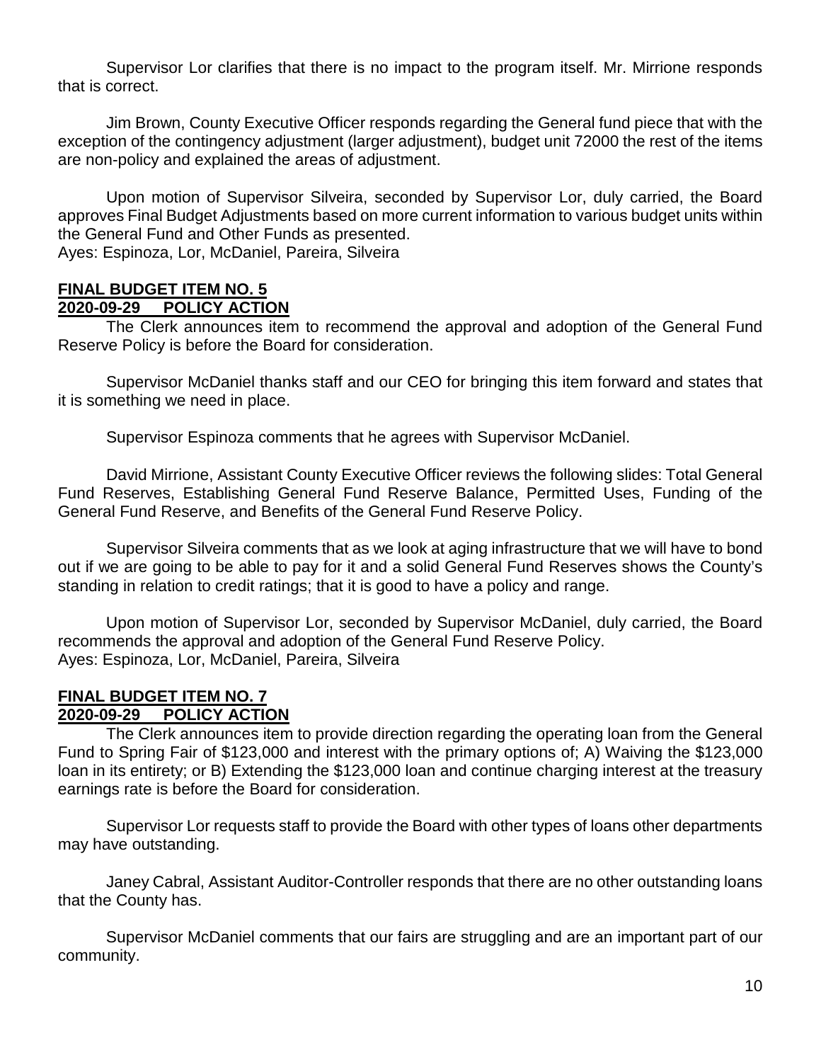Supervisor Lor clarifies that there is no impact to the program itself. Mr. Mirrione responds that is correct.

Jim Brown, County Executive Officer responds regarding the General fund piece that with the exception of the contingency adjustment (larger adjustment), budget unit 72000 the rest of the items are non-policy and explained the areas of adjustment.

Upon motion of Supervisor Silveira, seconded by Supervisor Lor, duly carried, the Board approves Final Budget Adjustments based on more current information to various budget units within the General Fund and Other Funds as presented.
Ayes: Espinoza, Lor, McDaniel, Pareira, Silveira

**FINAL BUDGET ITEM NO. 5**
**2020-09-29 POLICY ACTION**

The Clerk announces item to recommend the approval and adoption of the General Fund Reserve Policy is before the Board for consideration.

Supervisor McDaniel thanks staff and our CEO for bringing this item forward and states that it is something we need in place.

Supervisor Espinoza comments that he agrees with Supervisor McDaniel.

David Mirrione, Assistant County Executive Officer reviews the following slides: Total General Fund Reserves, Establishing General Fund Reserve Balance, Permitted Uses, Funding of the General Fund Reserve, and Benefits of the General Fund Reserve Policy.

Supervisor Silveira comments that as we look at aging infrastructure that we will have to bond out if we are going to be able to pay for it and a solid General Fund Reserves shows the County's standing in relation to credit ratings; that it is good to have a policy and range.

Upon motion of Supervisor Lor, seconded by Supervisor McDaniel, duly carried, the Board recommends the approval and adoption of the General Fund Reserve Policy.
Ayes: Espinoza, Lor, McDaniel, Pareira, Silveira

**FINAL BUDGET ITEM NO. 7**
**2020-09-29 POLICY ACTION**

The Clerk announces item to provide direction regarding the operating loan from the General Fund to Spring Fair of $123,000 and interest with the primary options of; A) Waiving the $123,000 loan in its entirety; or B) Extending the $123,000 loan and continue charging interest at the treasury earnings rate is before the Board for consideration.

Supervisor Lor requests staff to provide the Board with other types of loans other departments may have outstanding.

Janey Cabral, Assistant Auditor-Controller responds that there are no other outstanding loans that the County has.

Supervisor McDaniel comments that our fairs are struggling and are an important part of our community.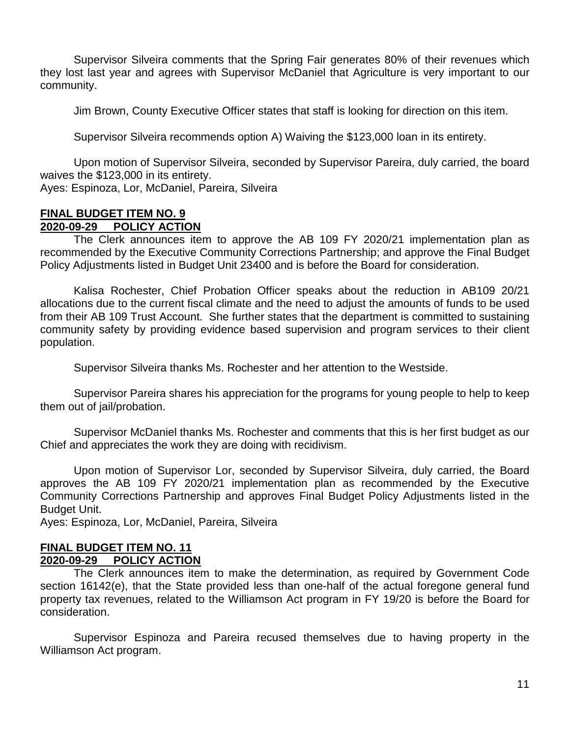Supervisor Silveira comments that the Spring Fair generates 80% of their revenues which they lost last year and agrees with Supervisor McDaniel that Agriculture is very important to our community.

Jim Brown, County Executive Officer states that staff is looking for direction on this item.

Supervisor Silveira recommends option A) Waiving the $123,000 loan in its entirety.

Upon motion of Supervisor Silveira, seconded by Supervisor Pareira, duly carried, the board waives the $123,000 in its entirety.
Ayes: Espinoza, Lor, McDaniel, Pareira, Silveira

**FINAL BUDGET ITEM NO. 9**
**2020-09-29 POLICY ACTION**

The Clerk announces item to approve the AB 109 FY 2020/21 implementation plan as recommended by the Executive Community Corrections Partnership; and approve the Final Budget Policy Adjustments listed in Budget Unit 23400 and is before the Board for consideration.

Kalisa Rochester, Chief Probation Officer speaks about the reduction in AB109 20/21 allocations due to the current fiscal climate and the need to adjust the amounts of funds to be used from their AB 109 Trust Account. She further states that the department is committed to sustaining community safety by providing evidence based supervision and program services to their client population.

Supervisor Silveira thanks Ms. Rochester and her attention to the Westside.

Supervisor Pareira shares his appreciation for the programs for young people to help to keep them out of jail/probation.

Supervisor McDaniel thanks Ms. Rochester and comments that this is her first budget as our Chief and appreciates the work they are doing with recidivism.

Upon motion of Supervisor Lor, seconded by Supervisor Silveira, duly carried, the Board approves the AB 109 FY 2020/21 implementation plan as recommended by the Executive Community Corrections Partnership and approves Final Budget Policy Adjustments listed in the Budget Unit.
Ayes: Espinoza, Lor, McDaniel, Pareira, Silveira

**FINAL BUDGET ITEM NO. 11**
**2020-09-29 POLICY ACTION**

The Clerk announces item to make the determination, as required by Government Code section 16142(e), that the State provided less than one-half of the actual foregone general fund property tax revenues, related to the Williamson Act program in FY 19/20 is before the Board for consideration.

Supervisor Espinoza and Pareira recused themselves due to having property in the Williamson Act program.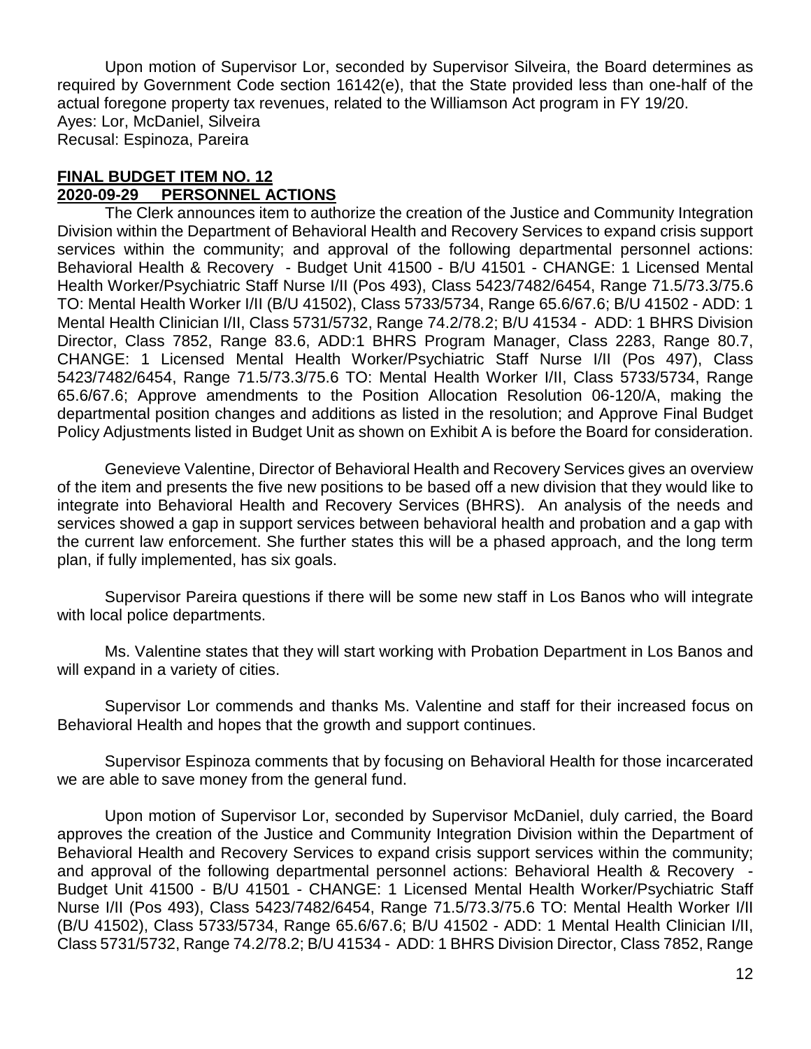Upon motion of Supervisor Lor, seconded by Supervisor Silveira, the Board determines as required by Government Code section 16142(e), that the State provided less than one-half of the actual foregone property tax revenues, related to the Williamson Act program in FY 19/20.
Ayes: Lor, McDaniel, Silveira
Recusal: Espinoza, Pareira

**FINAL BUDGET ITEM NO. 12**
**2020-09-29 PERSONNEL ACTIONS**

The Clerk announces item to authorize the creation of the Justice and Community Integration Division within the Department of Behavioral Health and Recovery Services to expand crisis support services within the community; and approval of the following departmental personnel actions: Behavioral Health & Recovery - Budget Unit 41500 - B/U 41501 - CHANGE: 1 Licensed Mental Health Worker/Psychiatric Staff Nurse I/II (Pos 493), Class 5423/7482/6454, Range 71.5/73.3/75.6 TO: Mental Health Worker I/II (B/U 41502), Class 5733/5734, Range 65.6/67.6; B/U 41502 - ADD: 1 Mental Health Clinician I/II, Class 5731/5732, Range 74.2/78.2; B/U 41534 - ADD: 1 BHRS Division Director, Class 7852, Range 83.6, ADD:1 BHRS Program Manager, Class 2283, Range 80.7, CHANGE: 1 Licensed Mental Health Worker/Psychiatric Staff Nurse I/II (Pos 497), Class 5423/7482/6454, Range 71.5/73.3/75.6 TO: Mental Health Worker I/II, Class 5733/5734, Range 65.6/67.6; Approve amendments to the Position Allocation Resolution 06-120/A, making the departmental position changes and additions as listed in the resolution; and Approve Final Budget Policy Adjustments listed in Budget Unit as shown on Exhibit A is before the Board for consideration.

Genevieve Valentine, Director of Behavioral Health and Recovery Services gives an overview of the item and presents the five new positions to be based off a new division that they would like to integrate into Behavioral Health and Recovery Services (BHRS). An analysis of the needs and services showed a gap in support services between behavioral health and probation and a gap with the current law enforcement. She further states this will be a phased approach, and the long term plan, if fully implemented, has six goals.

Supervisor Pareira questions if there will be some new staff in Los Banos who will integrate with local police departments.

Ms. Valentine states that they will start working with Probation Department in Los Banos and will expand in a variety of cities.

Supervisor Lor commends and thanks Ms. Valentine and staff for their increased focus on Behavioral Health and hopes that the growth and support continues.

Supervisor Espinoza comments that by focusing on Behavioral Health for those incarcerated we are able to save money from the general fund.

Upon motion of Supervisor Lor, seconded by Supervisor McDaniel, duly carried, the Board approves the creation of the Justice and Community Integration Division within the Department of Behavioral Health and Recovery Services to expand crisis support services within the community; and approval of the following departmental personnel actions: Behavioral Health & Recovery - Budget Unit 41500 - B/U 41501 - CHANGE: 1 Licensed Mental Health Worker/Psychiatric Staff Nurse I/II (Pos 493), Class 5423/7482/6454, Range 71.5/73.3/75.6 TO: Mental Health Worker I/II (B/U 41502), Class 5733/5734, Range 65.6/67.6; B/U 41502 - ADD: 1 Mental Health Clinician I/II, Class 5731/5732, Range 74.2/78.2; B/U 41534 - ADD: 1 BHRS Division Director, Class 7852, Range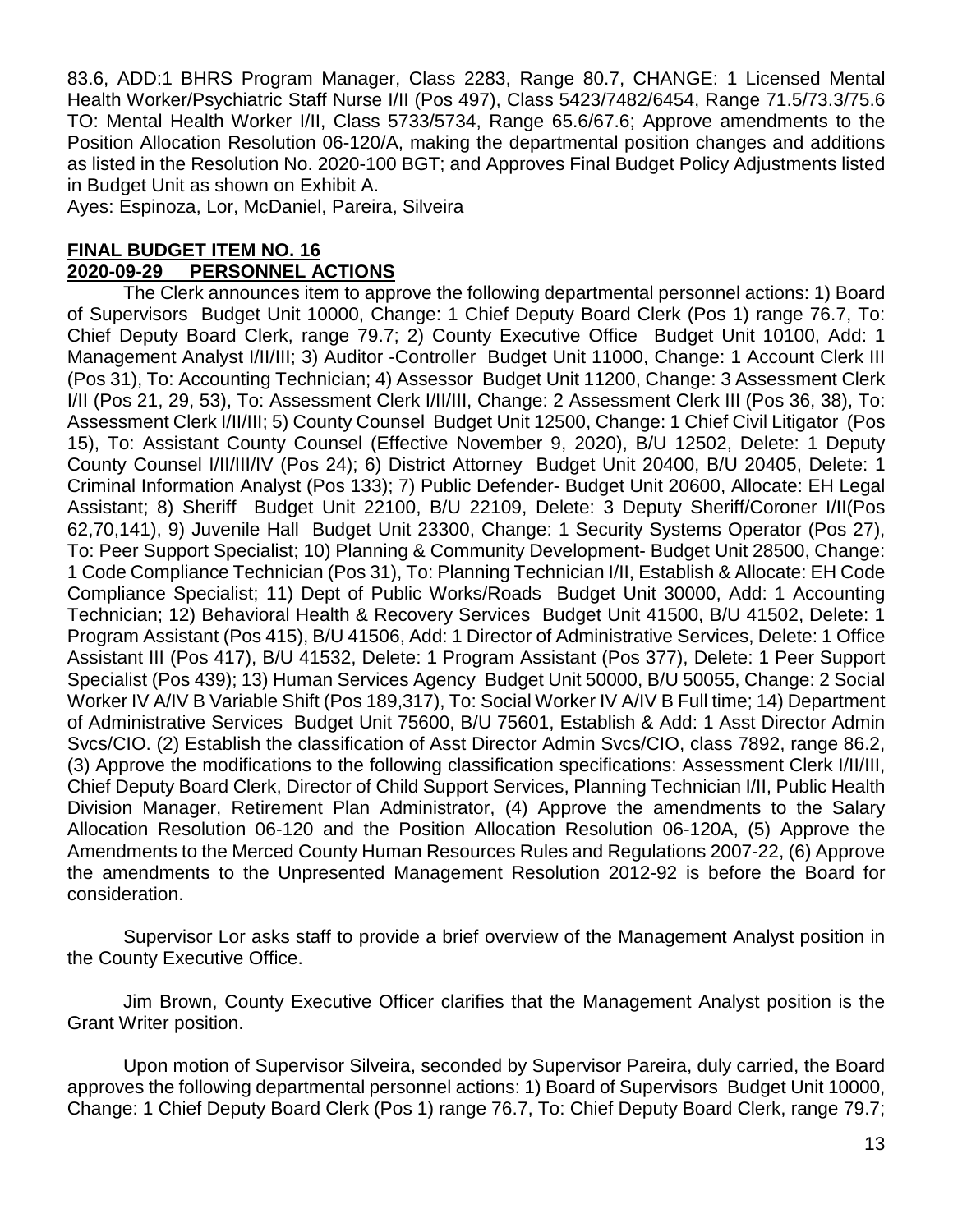83.6, ADD:1 BHRS Program Manager, Class 2283, Range 80.7, CHANGE: 1 Licensed Mental Health Worker/Psychiatric Staff Nurse I/II (Pos 497), Class 5423/7482/6454, Range 71.5/73.3/75.6 TO: Mental Health Worker I/II, Class 5733/5734, Range 65.6/67.6; Approve amendments to the Position Allocation Resolution 06-120/A, making the departmental position changes and additions as listed in the Resolution No. 2020-100 BGT; and Approves Final Budget Policy Adjustments listed in Budget Unit as shown on Exhibit A.

Ayes: Espinoza, Lor, McDaniel, Pareira, Silveira

**FINAL BUDGET ITEM NO. 16**
**2020-09-29 PERSONNEL ACTIONS**

The Clerk announces item to approve the following departmental personnel actions: 1) Board of Supervisors Budget Unit 10000, Change: 1 Chief Deputy Board Clerk (Pos 1) range 76.7, To: Chief Deputy Board Clerk, range 79.7; 2) County Executive Office Budget Unit 10100, Add: 1 Management Analyst I/II/III; 3) Auditor -Controller Budget Unit 11000, Change: 1 Account Clerk III (Pos 31), To: Accounting Technician; 4) Assessor Budget Unit 11200, Change: 3 Assessment Clerk I/II (Pos 21, 29, 53), To: Assessment Clerk I/II/III, Change: 2 Assessment Clerk III (Pos 36, 38), To: Assessment Clerk I/II/III; 5) County Counsel Budget Unit 12500, Change: 1 Chief Civil Litigator (Pos 15), To: Assistant County Counsel (Effective November 9, 2020), B/U 12502, Delete: 1 Deputy County Counsel I/II/III/IV (Pos 24); 6) District Attorney Budget Unit 20400, B/U 20405, Delete: 1 Criminal Information Analyst (Pos 133); 7) Public Defender- Budget Unit 20600, Allocate: EH Legal Assistant; 8) Sheriff Budget Unit 22100, B/U 22109, Delete: 3 Deputy Sheriff/Coroner I/II(Pos 62,70,141), 9) Juvenile Hall Budget Unit 23300, Change: 1 Security Systems Operator (Pos 27), To: Peer Support Specialist; 10) Planning & Community Development- Budget Unit 28500, Change: 1 Code Compliance Technician (Pos 31), To: Planning Technician I/II, Establish & Allocate: EH Code Compliance Specialist; 11) Dept of Public Works/Roads Budget Unit 30000, Add: 1 Accounting Technician; 12) Behavioral Health & Recovery Services Budget Unit 41500, B/U 41502, Delete: 1 Program Assistant (Pos 415), B/U 41506, Add: 1 Director of Administrative Services, Delete: 1 Office Assistant III (Pos 417), B/U 41532, Delete: 1 Program Assistant (Pos 377), Delete: 1 Peer Support Specialist (Pos 439); 13) Human Services Agency Budget Unit 50000, B/U 50055, Change: 2 Social Worker IV A/IV B Variable Shift (Pos 189,317), To: Social Worker IV A/IV B Full time; 14) Department of Administrative Services Budget Unit 75600, B/U 75601, Establish & Add: 1 Asst Director Admin Svcs/CIO. (2) Establish the classification of Asst Director Admin Svcs/CIO, class 7892, range 86.2, (3) Approve the modifications to the following classification specifications: Assessment Clerk I/II/III, Chief Deputy Board Clerk, Director of Child Support Services, Planning Technician I/II, Public Health Division Manager, Retirement Plan Administrator, (4) Approve the amendments to the Salary Allocation Resolution 06-120 and the Position Allocation Resolution 06-120A, (5) Approve the Amendments to the Merced County Human Resources Rules and Regulations 2007-22, (6) Approve the amendments to the Unpresented Management Resolution 2012-92 is before the Board for consideration.

Supervisor Lor asks staff to provide a brief overview of the Management Analyst position in the County Executive Office.

Jim Brown, County Executive Officer clarifies that the Management Analyst position is the Grant Writer position.

Upon motion of Supervisor Silveira, seconded by Supervisor Pareira, duly carried, the Board approves the following departmental personnel actions: 1) Board of Supervisors Budget Unit 10000, Change: 1 Chief Deputy Board Clerk (Pos 1) range 76.7, To: Chief Deputy Board Clerk, range 79.7;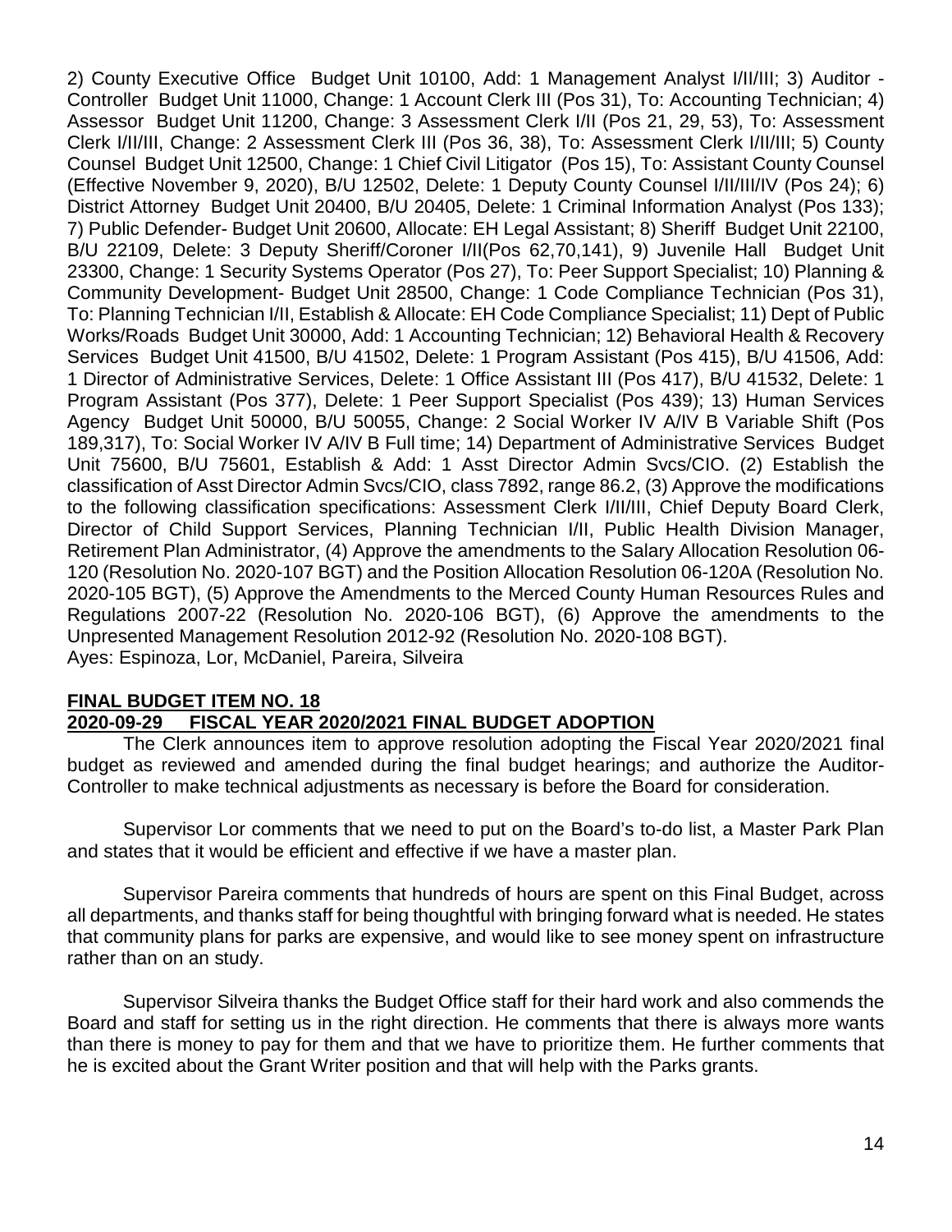2) County Executive Office Budget Unit 10100, Add: 1 Management Analyst I/II/III; 3) Auditor - Controller Budget Unit 11000, Change: 1 Account Clerk III (Pos 31), To: Accounting Technician; 4) Assessor Budget Unit 11200, Change: 3 Assessment Clerk I/II (Pos 21, 29, 53), To: Assessment Clerk I/II/III, Change: 2 Assessment Clerk III (Pos 36, 38), To: Assessment Clerk I/II/III; 5) County Counsel Budget Unit 12500, Change: 1 Chief Civil Litigator (Pos 15), To: Assistant County Counsel (Effective November 9, 2020), B/U 12502, Delete: 1 Deputy County Counsel I/II/III/IV (Pos 24); 6) District Attorney Budget Unit 20400, B/U 20405, Delete: 1 Criminal Information Analyst (Pos 133); 7) Public Defender- Budget Unit 20600, Allocate: EH Legal Assistant; 8) Sheriff Budget Unit 22100, B/U 22109, Delete: 3 Deputy Sheriff/Coroner I/II(Pos 62,70,141), 9) Juvenile Hall Budget Unit 23300, Change: 1 Security Systems Operator (Pos 27), To: Peer Support Specialist; 10) Planning & Community Development- Budget Unit 28500, Change: 1 Code Compliance Technician (Pos 31), To: Planning Technician I/II, Establish & Allocate: EH Code Compliance Specialist; 11) Dept of Public Works/Roads Budget Unit 30000, Add: 1 Accounting Technician; 12) Behavioral Health & Recovery Services Budget Unit 41500, B/U 41502, Delete: 1 Program Assistant (Pos 415), B/U 41506, Add: 1 Director of Administrative Services, Delete: 1 Office Assistant III (Pos 417), B/U 41532, Delete: 1 Program Assistant (Pos 377), Delete: 1 Peer Support Specialist (Pos 439); 13) Human Services Agency Budget Unit 50000, B/U 50055, Change: 2 Social Worker IV A/IV B Variable Shift (Pos 189,317), To: Social Worker IV A/IV B Full time; 14) Department of Administrative Services Budget Unit 75600, B/U 75601, Establish & Add: 1 Asst Director Admin Svcs/CIO. (2) Establish the classification of Asst Director Admin Svcs/CIO, class 7892, range 86.2, (3) Approve the modifications to the following classification specifications: Assessment Clerk I/II/III, Chief Deputy Board Clerk, Director of Child Support Services, Planning Technician I/II, Public Health Division Manager, Retirement Plan Administrator, (4) Approve the amendments to the Salary Allocation Resolution 06-120 (Resolution No. 2020-107 BGT) and the Position Allocation Resolution 06-120A (Resolution No. 2020-105 BGT), (5) Approve the Amendments to the Merced County Human Resources Rules and Regulations 2007-22 (Resolution No. 2020-106 BGT), (6) Approve the amendments to the Unpresented Management Resolution 2012-92 (Resolution No. 2020-108 BGT).
Ayes: Espinoza, Lor, McDaniel, Pareira, Silveira

**FINAL BUDGET ITEM NO. 18**
**2020-09-29 FISCAL YEAR 2020/2021 FINAL BUDGET ADOPTION**

The Clerk announces item to approve resolution adopting the Fiscal Year 2020/2021 final budget as reviewed and amended during the final budget hearings; and authorize the Auditor-Controller to make technical adjustments as necessary is before the Board for consideration.

Supervisor Lor comments that we need to put on the Board's to-do list, a Master Park Plan and states that it would be efficient and effective if we have a master plan.

Supervisor Pareira comments that hundreds of hours are spent on this Final Budget, across all departments, and thanks staff for being thoughtful with bringing forward what is needed. He states that community plans for parks are expensive, and would like to see money spent on infrastructure rather than on an study.

Supervisor Silveira thanks the Budget Office staff for their hard work and also commends the Board and staff for setting us in the right direction. He comments that there is always more wants than there is money to pay for them and that we have to prioritize them. He further comments that he is excited about the Grant Writer position and that will help with the Parks grants.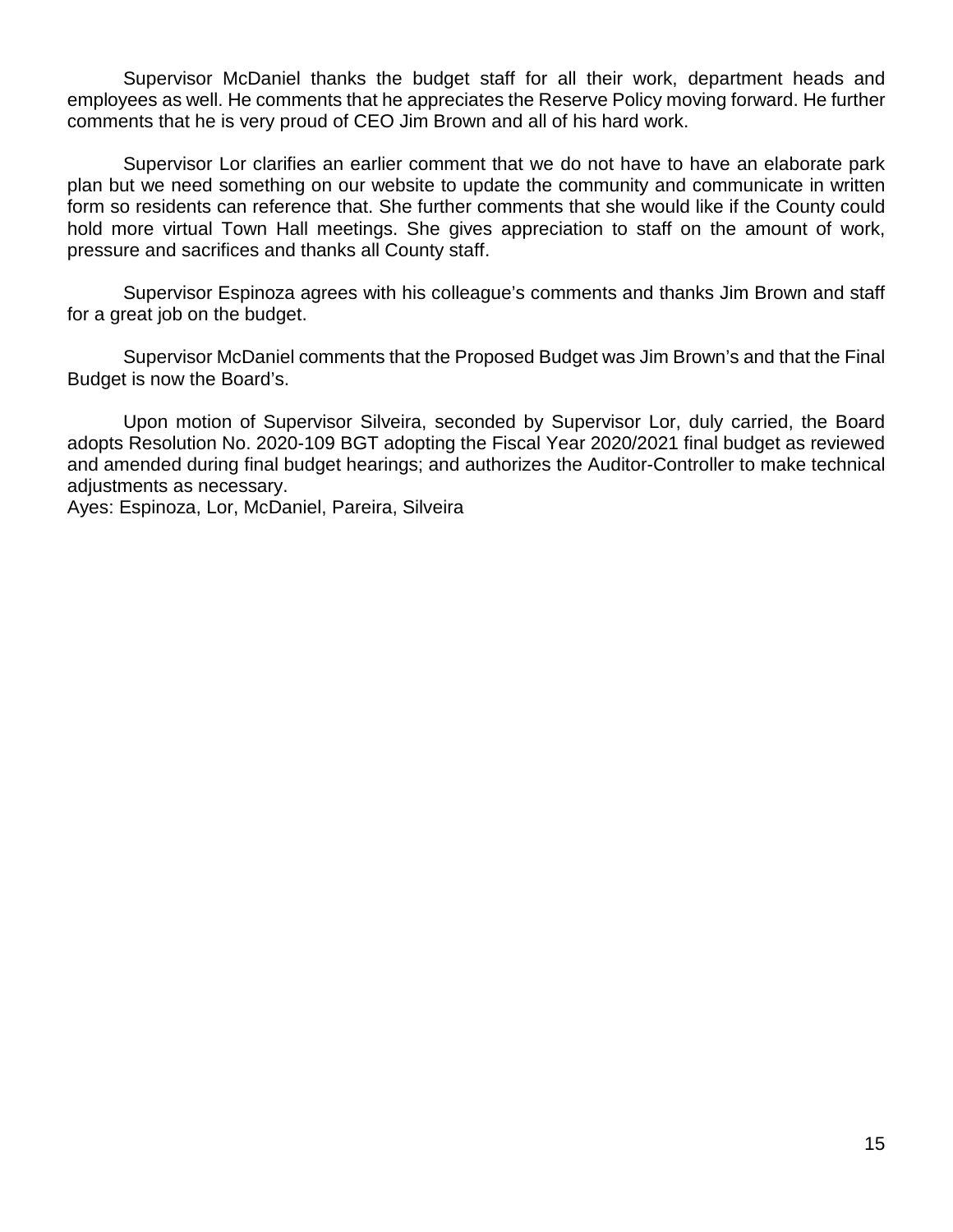Supervisor McDaniel thanks the budget staff for all their work, department heads and employees as well. He comments that he appreciates the Reserve Policy moving forward. He further comments that he is very proud of CEO Jim Brown and all of his hard work.

Supervisor Lor clarifies an earlier comment that we do not have to have an elaborate park plan but we need something on our website to update the community and communicate in written form so residents can reference that. She further comments that she would like if the County could hold more virtual Town Hall meetings. She gives appreciation to staff on the amount of work, pressure and sacrifices and thanks all County staff.

Supervisor Espinoza agrees with his colleague's comments and thanks Jim Brown and staff for a great job on the budget.

Supervisor McDaniel comments that the Proposed Budget was Jim Brown's and that the Final Budget is now the Board's.

Upon motion of Supervisor Silveira, seconded by Supervisor Lor, duly carried, the Board adopts Resolution No. 2020-109 BGT adopting the Fiscal Year 2020/2021 final budget as reviewed and amended during final budget hearings; and authorizes the Auditor-Controller to make technical adjustments as necessary.
Ayes: Espinoza, Lor, McDaniel, Pareira, Silveira